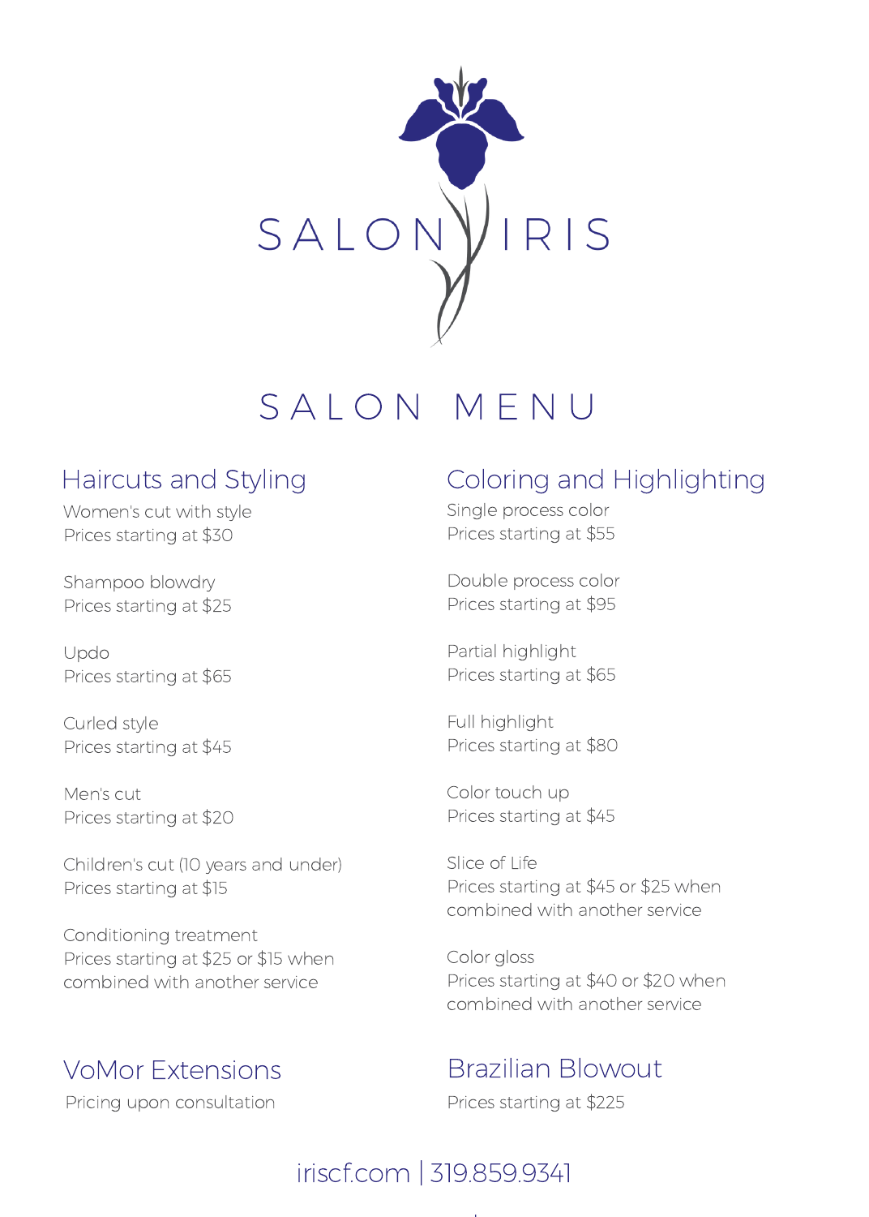# SALON IRIS

## SALON MENU

### Haircuts and Styling

Women's cut with style
Prices starting at $30

Shampoo blowdry
Prices starting at $25

Updo
Prices starting at $65

Curled style
Prices starting at $45

Men's cut
Prices starting at $20

Children's cut (10 years and under)
Prices starting at $15

Conditioning treatment
Prices starting at $25 or $15 when combined with another service

### VoMor Extensions

Pricing upon consultation

### Coloring and Highlighting

Single process color
Prices starting at $55

Double process color
Prices starting at $95

Partial highlight
Prices starting at $65

Full highlight
Prices starting at $80

Color touch up
Prices starting at $45

Slice of Life
Prices starting at $45 or $25 when combined with another service

Color gloss
Prices starting at $40 or $20 when combined with another service

### Brazilian Blowout

Prices starting at $225

iriscf.com | 319.859.9341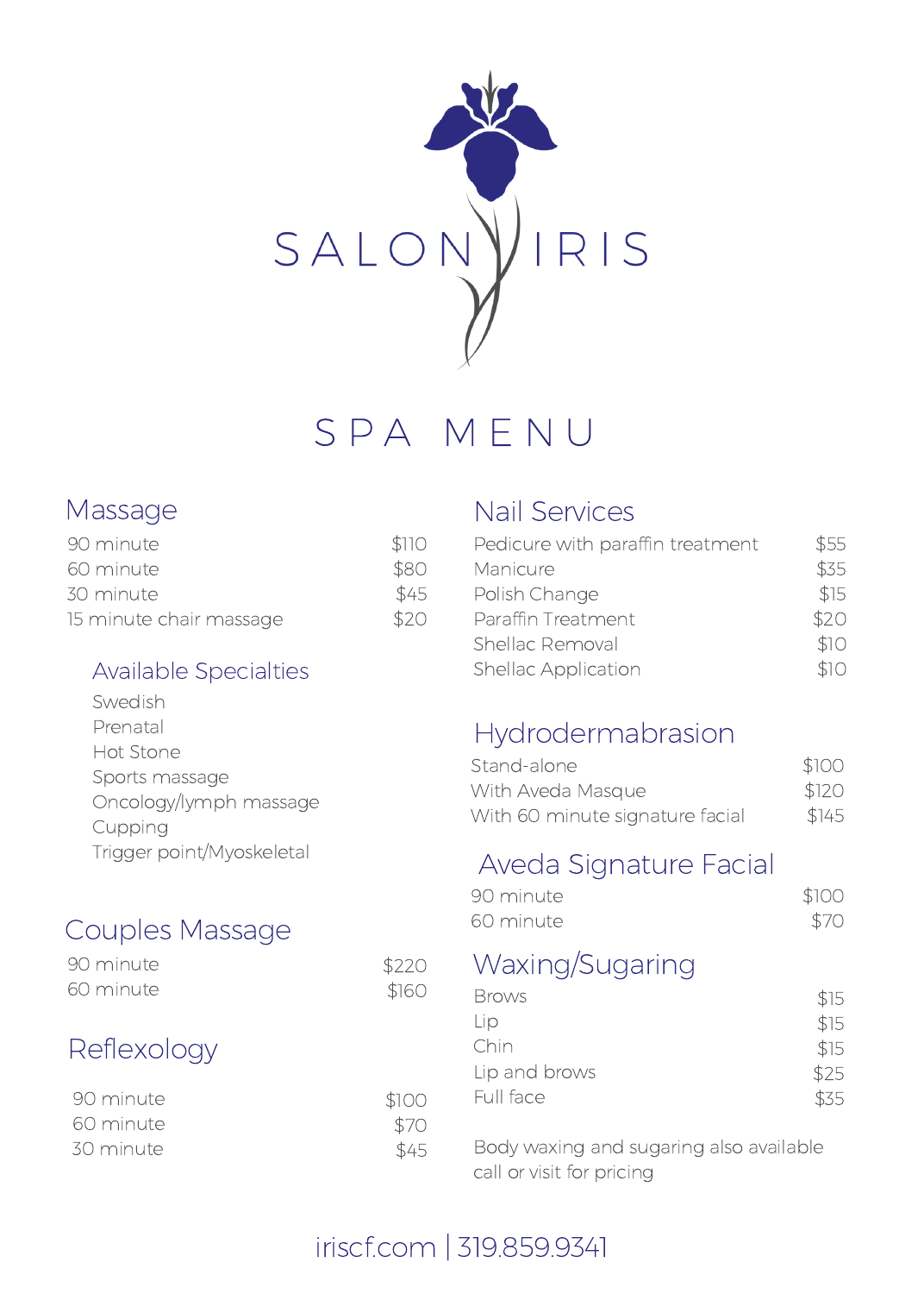# SALON IRIS

# SPA MENU

## Massage

| | |
|---|---|
| 90 minute | $110 |
| 60 minute | $80 |
| 30 minute | $45 |
| 15 minute chair massage | $20 |

### Available Specialties

- Swedish
- Prenatal
- Hot Stone
- Sports massage
- Oncology/lymph massage
- Cupping
- Trigger point/Myoskeletal

## Couples Massage

| | |
|---|---|
| 90 minute | $220 |
| 60 minute | $160 |

## Reflexology

| | |
|---|---|
| 90 minute | $100 |
| 60 minute | $70 |
| 30 minute | $45 |

## Nail Services

| | |
|---|---|
| Pedicure with paraffin treatment | $55 |
| Manicure | $35 |
| Polish Change | $15 |
| Paraffin Treatment | $20 |
| Shellac Removal | $10 |
| Shellac Application | $10 |

## Hydrodermabrasion

| | |
|---|---|
| Stand-alone | $100 |
| With Aveda Masque | $120 |
| With 60 minute signature facial | $145 |

## Aveda Signature Facial

| | |
|---|---|
| 90 minute | $100 |
| 60 minute | $70 |

## Waxing/Sugaring

| | |
|---|---|
| Brows | $15 |
| Lip | $15 |
| Chin | $15 |
| Lip and brows | $25 |
| Full face | $35 |

Body waxing and sugaring also available call or visit for pricing

iriscf.com | 319.859.9341